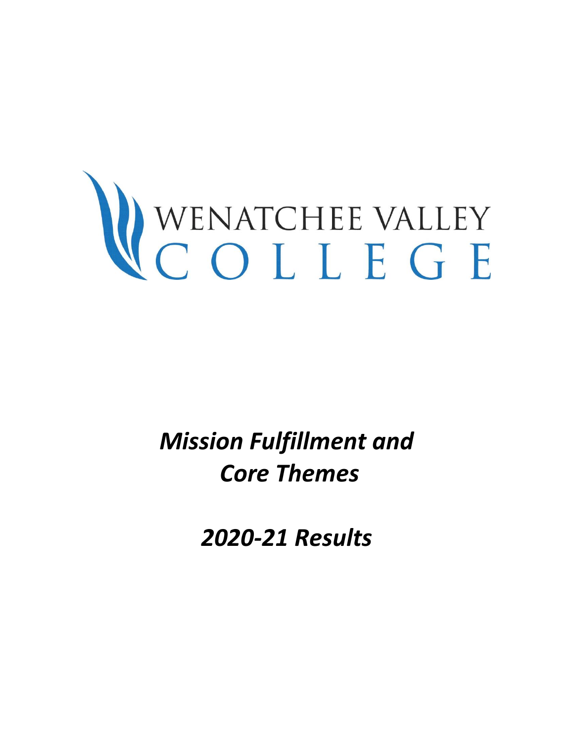WENATCHEE VALLEY COLLEGE

# *Mission Fulfillment and Core Themes*

## *2020-21 Results*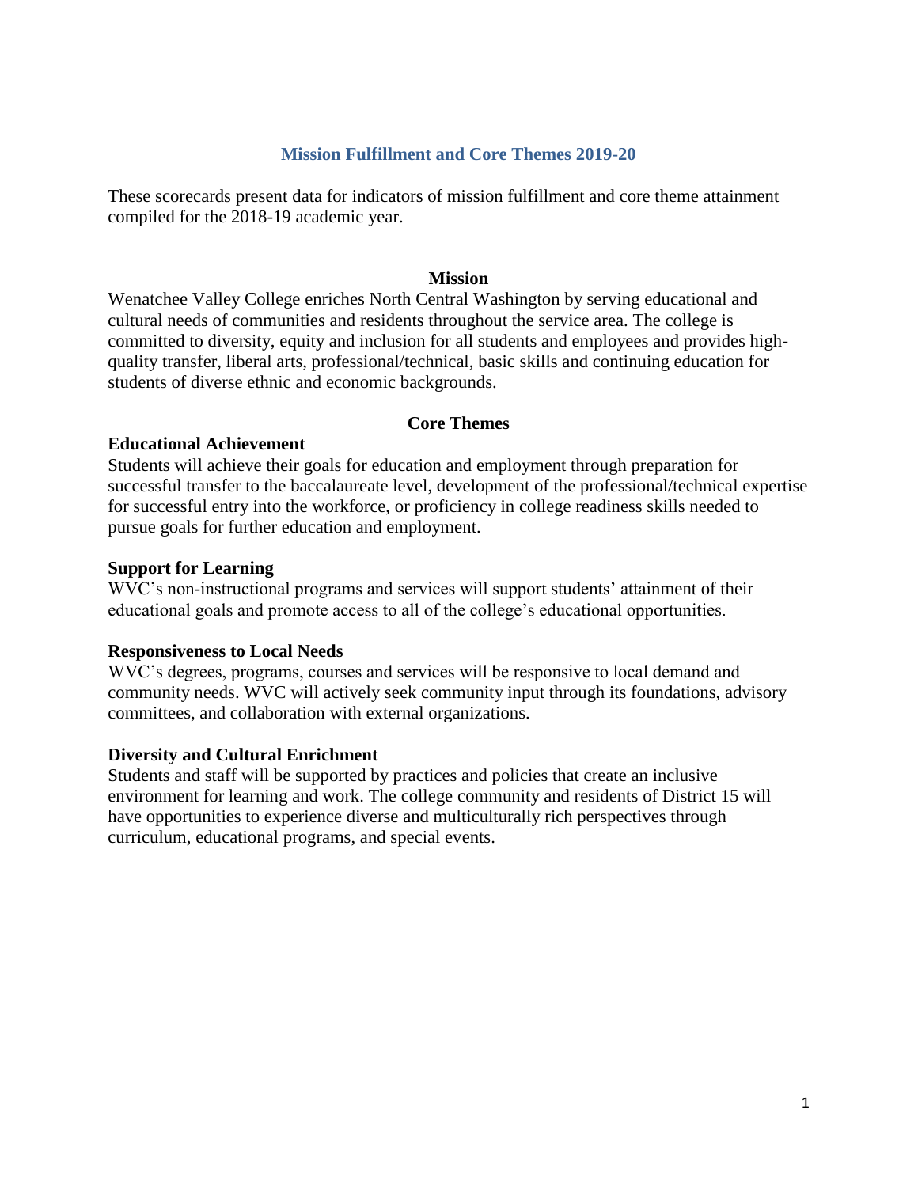## Mission Fulfillment and Core Themes 2019-20

These scorecards present data for indicators of mission fulfillment and core theme attainment compiled for the 2018-19 academic year.

### Mission

Wenatchee Valley College enriches North Central Washington by serving educational and cultural needs of communities and residents throughout the service area. The college is committed to diversity, equity and inclusion for all students and employees and provides high-quality transfer, liberal arts, professional/technical, basic skills and continuing education for students of diverse ethnic and economic backgrounds.

### Core Themes

**Educational Achievement**

Students will achieve their goals for education and employment through preparation for successful transfer to the baccalaureate level, development of the professional/technical expertise for successful entry into the workforce, or proficiency in college readiness skills needed to pursue goals for further education and employment.

**Support for Learning**

WVC's non-instructional programs and services will support students' attainment of their educational goals and promote access to all of the college's educational opportunities.

**Responsiveness to Local Needs**

WVC's degrees, programs, courses and services will be responsive to local demand and community needs. WVC will actively seek community input through its foundations, advisory committees, and collaboration with external organizations.

**Diversity and Cultural Enrichment**

Students and staff will be supported by practices and policies that create an inclusive environment for learning and work. The college community and residents of District 15 will have opportunities to experience diverse and multiculturally rich perspectives through curriculum, educational programs, and special events.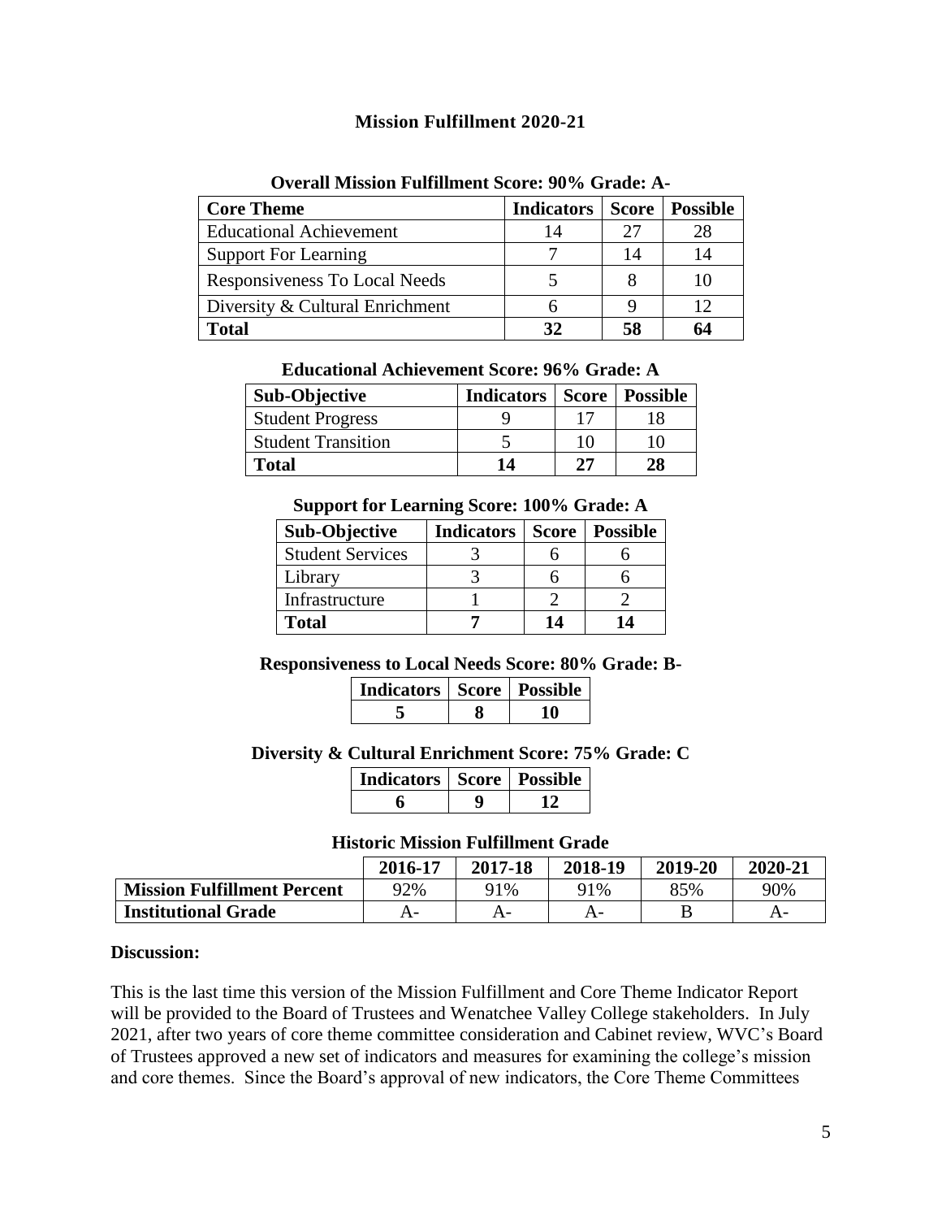## Mission Fulfillment 2020-21

**Overall Mission Fulfillment Score: 90% Grade: A-**

| Core Theme | Indicators | Score | Possible |
|---|---|---|---|
| Educational Achievement | 14 | 27 | 28 |
| Support For Learning | 7 | 14 | 14 |
| Responsiveness To Local Needs | 5 | 8 | 10 |
| Diversity & Cultural Enrichment | 6 | 9 | 12 |
| **Total** | **32** | **58** | **64** |

**Educational Achievement Score: 96% Grade: A**

| Sub-Objective | Indicators | Score | Possible |
|---|---|---|---|
| Student Progress | 9 | 17 | 18 |
| Student Transition | 5 | 10 | 10 |
| **Total** | **14** | **27** | **28** |

**Support for Learning Score: 100% Grade: A**

| Sub-Objective | Indicators | Score | Possible |
|---|---|---|---|
| Student Services | 3 | 6 | 6 |
| Library | 3 | 6 | 6 |
| Infrastructure | 1 | 2 | 2 |
| **Total** | **7** | **14** | **14** |

**Responsiveness to Local Needs Score: 80% Grade: B-**

| Indicators | Score | Possible |
|---|---|---|
| **5** | **8** | **10** |

**Diversity & Cultural Enrichment Score: 75% Grade: C**

| Indicators | Score | Possible |
|---|---|---|
| **6** | **9** | **12** |

**Historic Mission Fulfillment Grade**

| | 2016-17 | 2017-18 | 2018-19 | 2019-20 | 2020-21 |
|---|---|---|---|---|---|
| **Mission Fulfillment Percent** | 92% | 91% | 91% | 85% | 90% |
| **Institutional Grade** | A- | A- | A- | B | A- |

**Discussion:**

This is the last time this version of the Mission Fulfillment and Core Theme Indicator Report will be provided to the Board of Trustees and Wenatchee Valley College stakeholders. In July 2021, after two years of core theme committee consideration and Cabinet review, WVC's Board of Trustees approved a new set of indicators and measures for examining the college's mission and core themes. Since the Board's approval of new indicators, the Core Theme Committees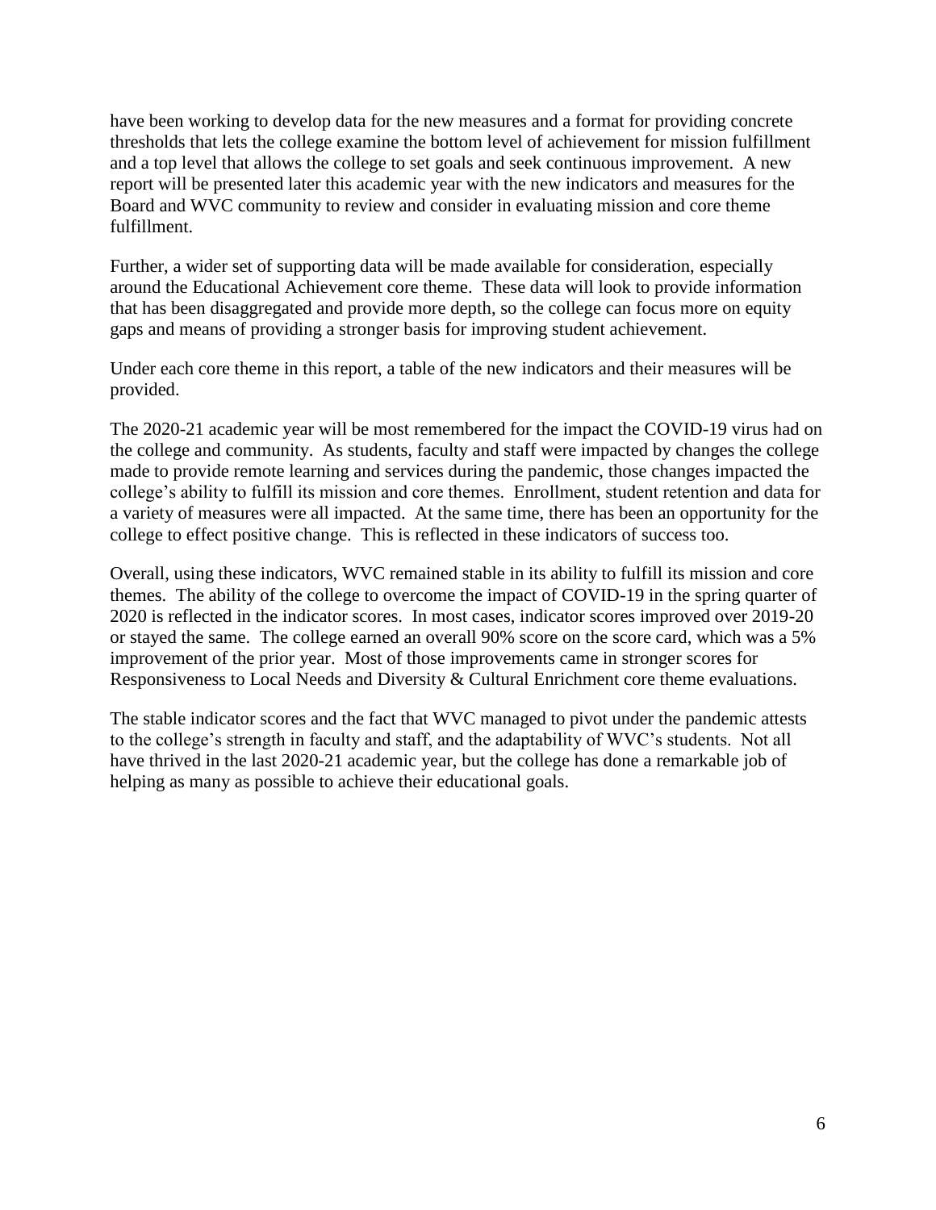have been working to develop data for the new measures and a format for providing concrete thresholds that lets the college examine the bottom level of achievement for mission fulfillment and a top level that allows the college to set goals and seek continuous improvement. A new report will be presented later this academic year with the new indicators and measures for the Board and WVC community to review and consider in evaluating mission and core theme fulfillment.

Further, a wider set of supporting data will be made available for consideration, especially around the Educational Achievement core theme. These data will look to provide information that has been disaggregated and provide more depth, so the college can focus more on equity gaps and means of providing a stronger basis for improving student achievement.

Under each core theme in this report, a table of the new indicators and their measures will be provided.

The 2020-21 academic year will be most remembered for the impact the COVID-19 virus had on the college and community. As students, faculty and staff were impacted by changes the college made to provide remote learning and services during the pandemic, those changes impacted the college's ability to fulfill its mission and core themes. Enrollment, student retention and data for a variety of measures were all impacted. At the same time, there has been an opportunity for the college to effect positive change. This is reflected in these indicators of success too.

Overall, using these indicators, WVC remained stable in its ability to fulfill its mission and core themes. The ability of the college to overcome the impact of COVID-19 in the spring quarter of 2020 is reflected in the indicator scores. In most cases, indicator scores improved over 2019-20 or stayed the same. The college earned an overall 90% score on the score card, which was a 5% improvement of the prior year. Most of those improvements came in stronger scores for Responsiveness to Local Needs and Diversity & Cultural Enrichment core theme evaluations.

The stable indicator scores and the fact that WVC managed to pivot under the pandemic attests to the college's strength in faculty and staff, and the adaptability of WVC's students. Not all have thrived in the last 2020-21 academic year, but the college has done a remarkable job of helping as many as possible to achieve their educational goals.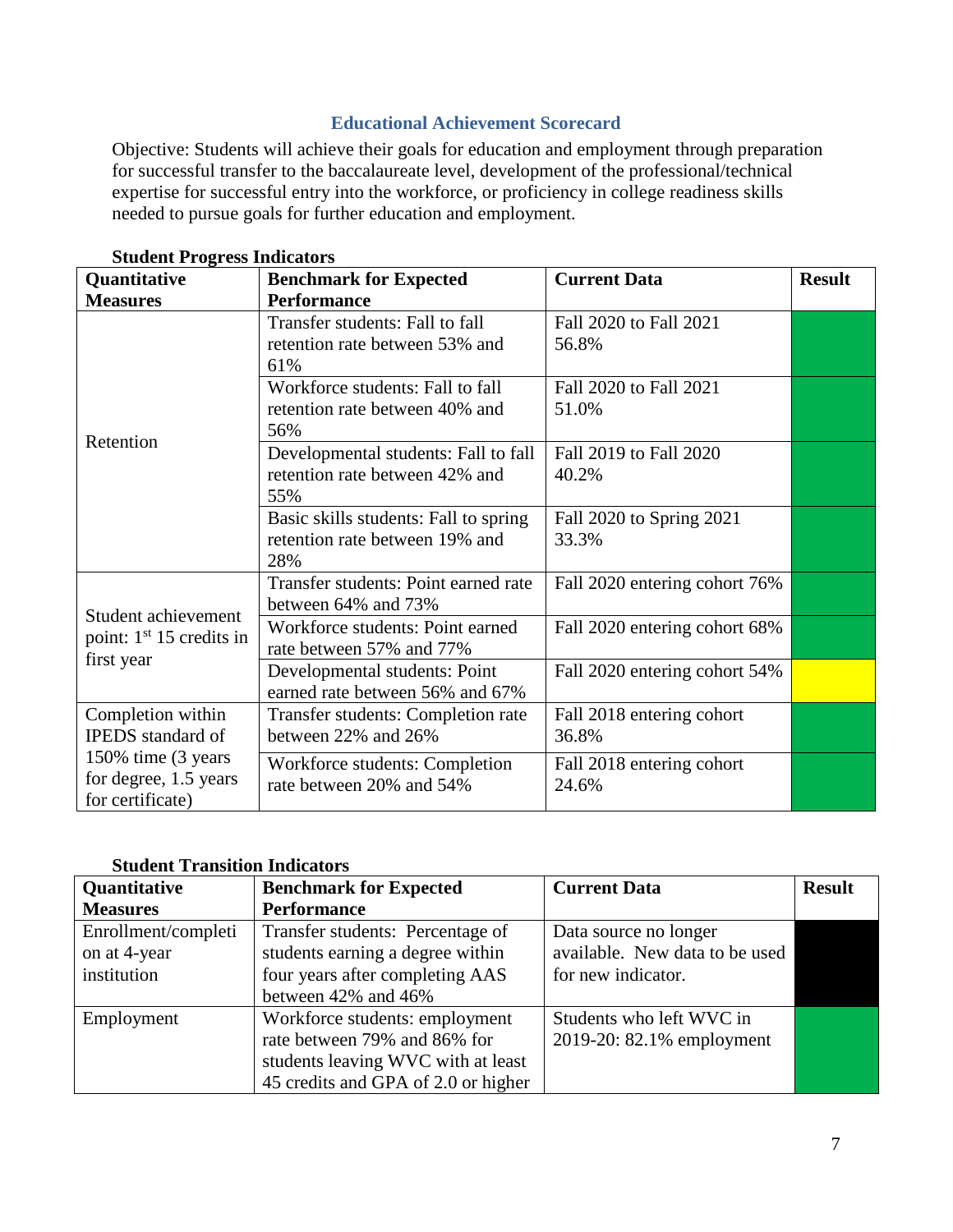## Educational Achievement Scorecard

Objective: Students will achieve their goals for education and employment through preparation for successful transfer to the baccalaureate level, development of the professional/technical expertise for successful entry into the workforce, or proficiency in college readiness skills needed to pursue goals for further education and employment.

**Student Progress Indicators**

| Quantitative Measures | Benchmark for Expected Performance | Current Data | Result |
|---|---|---|---|
| Retention | Transfer students: Fall to fall retention rate between 53% and 61% | Fall 2020 to Fall 2021 56.8% | Green |
| | Workforce students: Fall to fall retention rate between 40% and 56% | Fall 2020 to Fall 2021 51.0% | Green |
| | Developmental students: Fall to fall retention rate between 42% and 55% | Fall 2019 to Fall 2020 40.2% | Green |
| | Basic skills students: Fall to spring retention rate between 19% and 28% | Fall 2020 to Spring 2021 33.3% | Green |
| Student achievement point: 1st 15 credits in first year | Transfer students: Point earned rate between 64% and 73% | Fall 2020 entering cohort 76% | Green |
| | Workforce students: Point earned rate between 57% and 77% | Fall 2020 entering cohort 68% | Green |
| | Developmental students: Point earned rate between 56% and 67% | Fall 2020 entering cohort 54% | Yellow |
| Completion within IPEDS standard of 150% time (3 years for degree, 1.5 years for certificate) | Transfer students: Completion rate between 22% and 26% | Fall 2018 entering cohort 36.8% | Green |
| | Workforce students: Completion rate between 20% and 54% | Fall 2018 entering cohort 24.6% | Green |

**Student Transition Indicators**

| Quantitative Measures | Benchmark for Expected Performance | Current Data | Result |
|---|---|---|---|
| Enrollment/completion at 4-year institution | Transfer students: Percentage of students earning a degree within four years after completing AAS between 42% and 46% | Data source no longer available. New data to be used for new indicator. | Black |
| Employment | Workforce students: employment rate between 79% and 86% for students leaving WVC with at least 45 credits and GPA of 2.0 or higher | Students who left WVC in 2019-20: 82.1% employment | Green |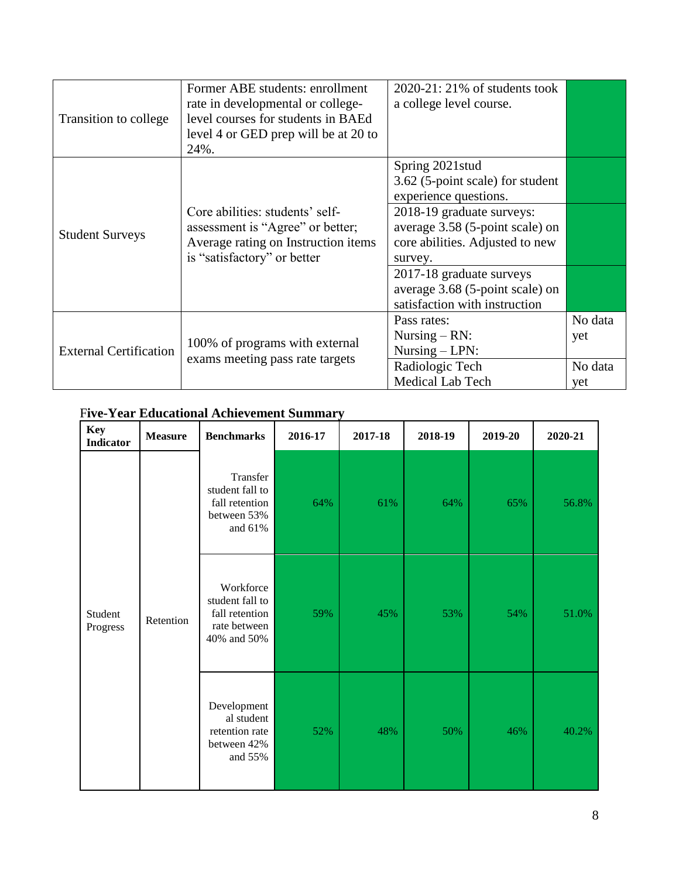| | | | |
|---|---|---|---|
| Transition to college | Former ABE students: enrollment rate in developmental or college-level courses for students in BAEd level 4 or GED prep will be at 20 to 24%. | 2020-21: 21% of students took a college level course. | |
| Student Surveys | Core abilities: students' self-assessment is "Agree" or better; Average rating on Instruction items is "satisfactory" or better | Spring 2021stud 3.62 (5-point scale) for student experience questions. | |
| | | 2018-19 graduate surveys: average 3.58 (5-point scale) on core abilities. Adjusted to new survey. | |
| | | 2017-18 graduate surveys average 3.68 (5-point scale) on satisfaction with instruction | |
| External Certification | 100% of programs with external exams meeting pass rate targets | Pass rates: Nursing – RN: Nursing – LPN: | No data yet |
| | | Radiologic Tech Medical Lab Tech | No data yet |

## Five-Year Educational Achievement Summary

| Key Indicator | Measure | Benchmarks | 2016-17 | 2017-18 | 2018-19 | 2019-20 | 2020-21 |
|---|---|---|---|---|---|---|---|
| Student Progress | Retention | Transfer student fall to fall retention between 53% and 61% | 64% | 61% | 64% | 65% | 56.8% |
| | | Workforce student fall to fall retention rate between 40% and 50% | 59% | 45% | 53% | 54% | 51.0% |
| | | Developmental student retention rate between 42% and 55% | 52% | 48% | 50% | 46% | 40.2% |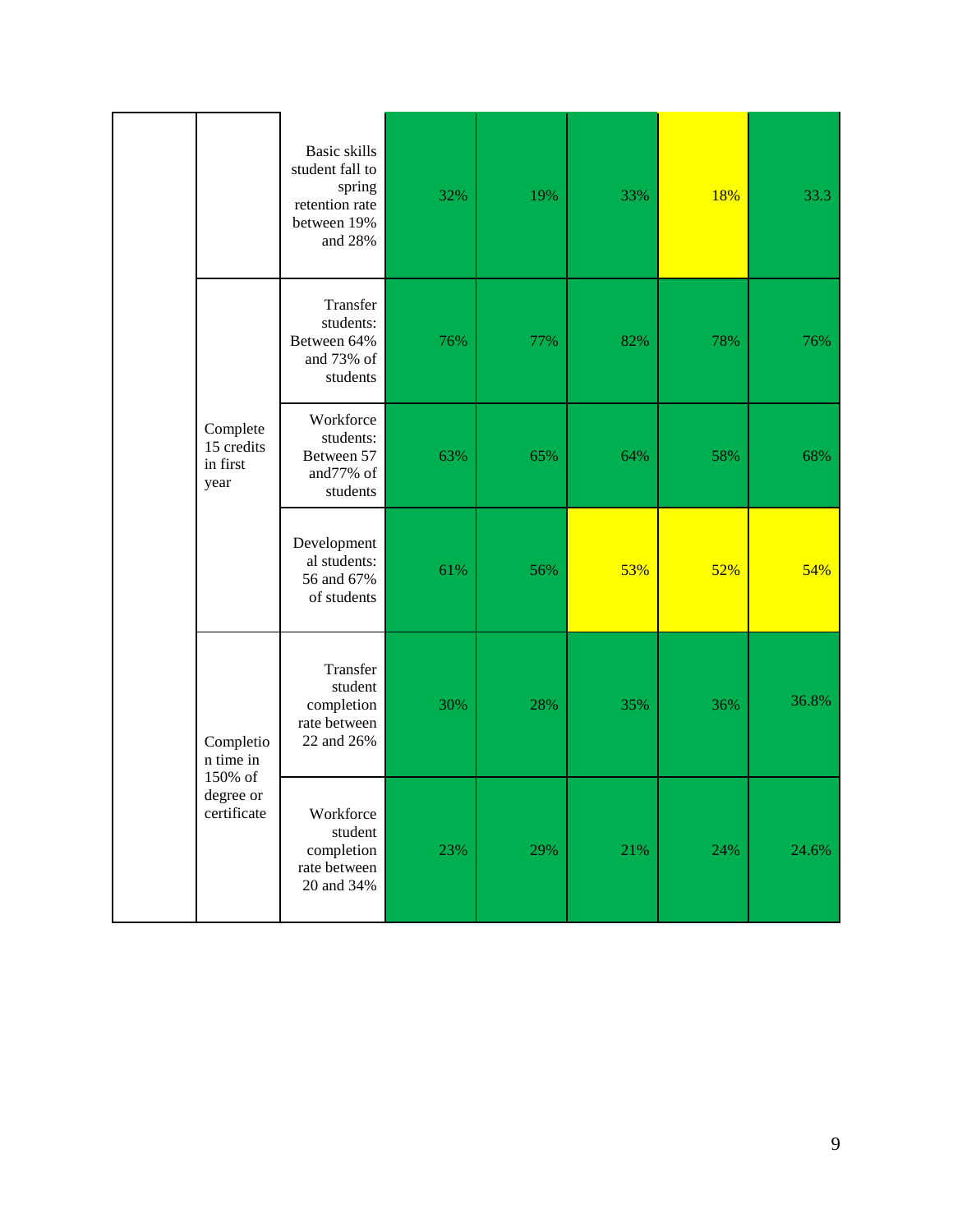| | | | | | | | |
|---|---|---|---|---|---|---|---|
| | | Basic skills student fall to spring retention rate between 19% and 28% | 32% | 19% | 33% | 18% | 33.3 |
| | Complete 15 credits in first year | Transfer students: Between 64% and 73% of students | 76% | 77% | 82% | 78% | 76% |
| | | Workforce students: Between 57 and77% of students | 63% | 65% | 64% | 58% | 68% |
| | | Developmental students: 56 and 67% of students | 61% | 56% | 53% | 52% | 54% |
| | Completion time in 150% of degree or certificate | Transfer student completion rate between 22 and 26% | 30% | 28% | 35% | 36% | 36.8% |
| | | Workforce student completion rate between 20 and 34% | 23% | 29% | 21% | 24% | 24.6% |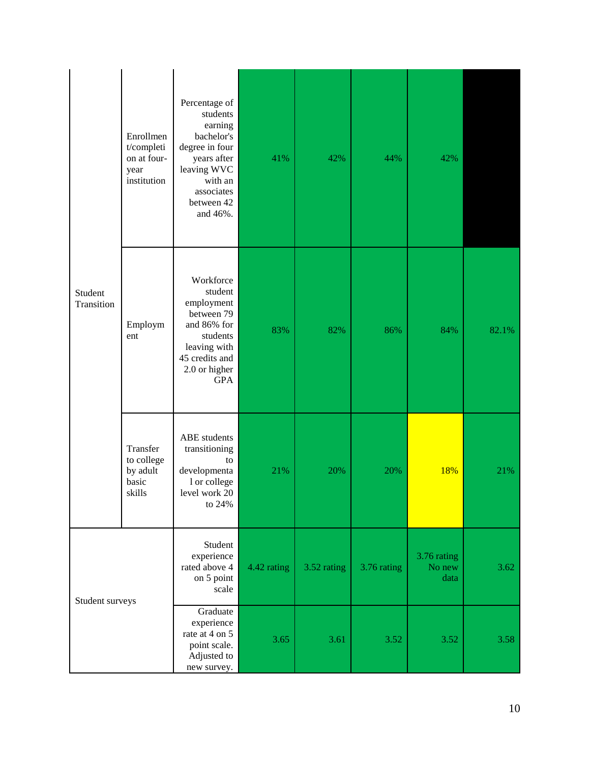| | | | | | | | |
|---|---|---|---|---|---|---|---|
| Student Transition | Enrollment/completion at four-year institution | Percentage of students earning bachelor's degree in four years after leaving WVC with an associates between 42 and 46%. | 41% | 42% | 44% | 42% | |
| | Employment | Workforce student employment between 79 and 86% for students leaving with 45 credits and 2.0 or higher GPA | 83% | 82% | 86% | 84% | 82.1% |
| | Transfer to college by adult basic skills | ABE students transitioning to developmental or college level work 20 to 24% | 21% | 20% | 20% | 18% | 21% |
| Student surveys | | Student experience rated above 4 on 5 point scale | 4.42 rating | 3.52 rating | 3.76 rating | 3.76 rating No new data | 3.62 |
| | | Graduate experience rate at 4 on 5 point scale. Adjusted to new survey. | 3.65 | 3.61 | 3.52 | 3.52 | 3.58 |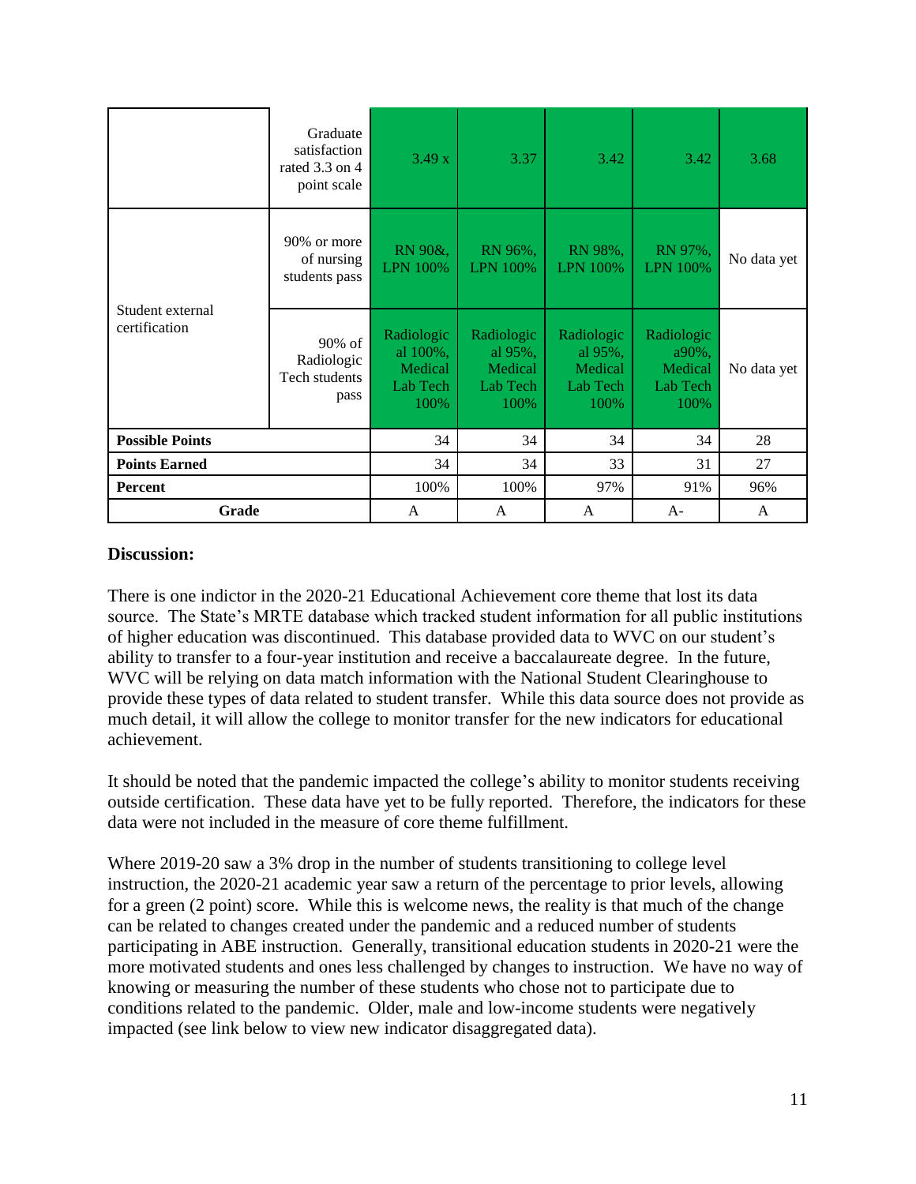| | | | | | | |
|---|---|---|---|---|---|---|
| | Graduate satisfaction rated 3.3 on 4 point scale | 3.49 x | 3.37 | 3.42 | 3.42 | 3.68 |
| Student external certification | 90% or more of nursing students pass | RN 90&, LPN 100% | RN 96%, LPN 100% | RN 98%, LPN 100% | RN 97%, LPN 100% | No data yet |
| | 90% of Radiologic Tech students pass | Radiologic al 100%, Medical Lab Tech 100% | Radiologic al 95%, Medical Lab Tech 100% | Radiologic al 95%, Medical Lab Tech 100% | Radiologic a90%, Medical Lab Tech 100% | No data yet |
| **Possible Points** | | 34 | 34 | 34 | 34 | 28 |
| **Points Earned** | | 34 | 34 | 33 | 31 | 27 |
| **Percent** | | 100% | 100% | 97% | 91% | 96% |
| **Grade** | | A | A | A | A- | A |

**Discussion:**

There is one indictor in the 2020-21 Educational Achievement core theme that lost its data source. The State's MRTE database which tracked student information for all public institutions of higher education was discontinued. This database provided data to WVC on our student's ability to transfer to a four-year institution and receive a baccalaureate degree. In the future, WVC will be relying on data match information with the National Student Clearinghouse to provide these types of data related to student transfer. While this data source does not provide as much detail, it will allow the college to monitor transfer for the new indicators for educational achievement.

It should be noted that the pandemic impacted the college's ability to monitor students receiving outside certification. These data have yet to be fully reported. Therefore, the indicators for these data were not included in the measure of core theme fulfillment.

Where 2019-20 saw a 3% drop in the number of students transitioning to college level instruction, the 2020-21 academic year saw a return of the percentage to prior levels, allowing for a green (2 point) score. While this is welcome news, the reality is that much of the change can be related to changes created under the pandemic and a reduced number of students participating in ABE instruction. Generally, transitional education students in 2020-21 were the more motivated students and ones less challenged by changes to instruction. We have no way of knowing or measuring the number of these students who chose not to participate due to conditions related to the pandemic. Older, male and low-income students were negatively impacted (see link below to view new indicator disaggregated data).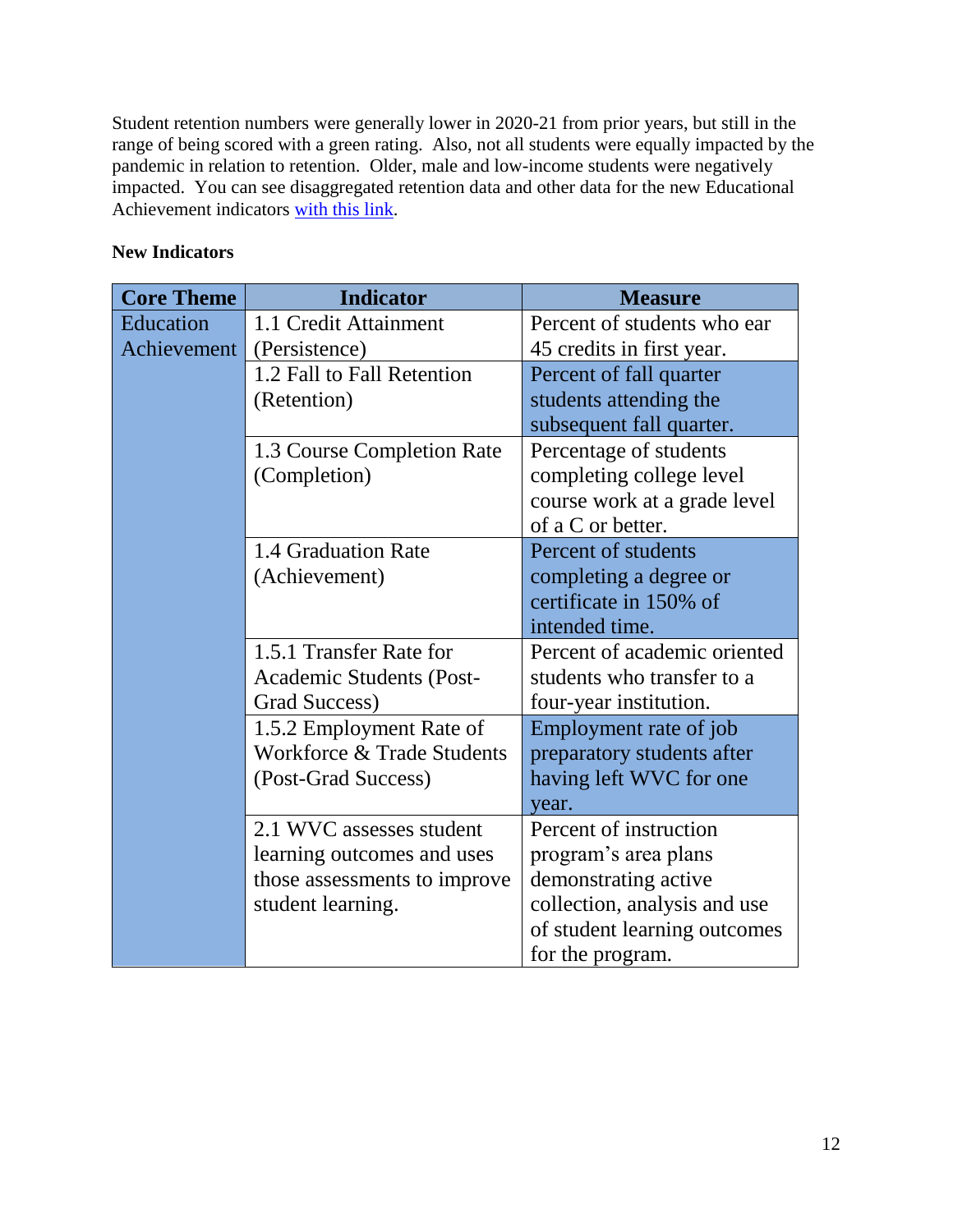Student retention numbers were generally lower in 2020-21 from prior years, but still in the range of being scored with a green rating. Also, not all students were equally impacted by the pandemic in relation to retention. Older, male and low-income students were negatively impacted. You can see disaggregated retention data and other data for the new Educational Achievement indicators with this link.

**New Indicators**

| Core Theme | Indicator | Measure |
|---|---|---|
| Education Achievement | 1.1 Credit Attainment (Persistence) | Percent of students who ear 45 credits in first year. |
| | 1.2 Fall to Fall Retention (Retention) | Percent of fall quarter students attending the subsequent fall quarter. |
| | 1.3 Course Completion Rate (Completion) | Percentage of students completing college level course work at a grade level of a C or better. |
| | 1.4 Graduation Rate (Achievement) | Percent of students completing a degree or certificate in 150% of intended time. |
| | 1.5.1 Transfer Rate for Academic Students (Post-Grad Success) | Percent of academic oriented students who transfer to a four-year institution. |
| | 1.5.2 Employment Rate of Workforce & Trade Students (Post-Grad Success) | Employment rate of job preparatory students after having left WVC for one year. |
| | 2.1 WVC assesses student learning outcomes and uses those assessments to improve student learning. | Percent of instruction program's area plans demonstrating active collection, analysis and use of student learning outcomes for the program. |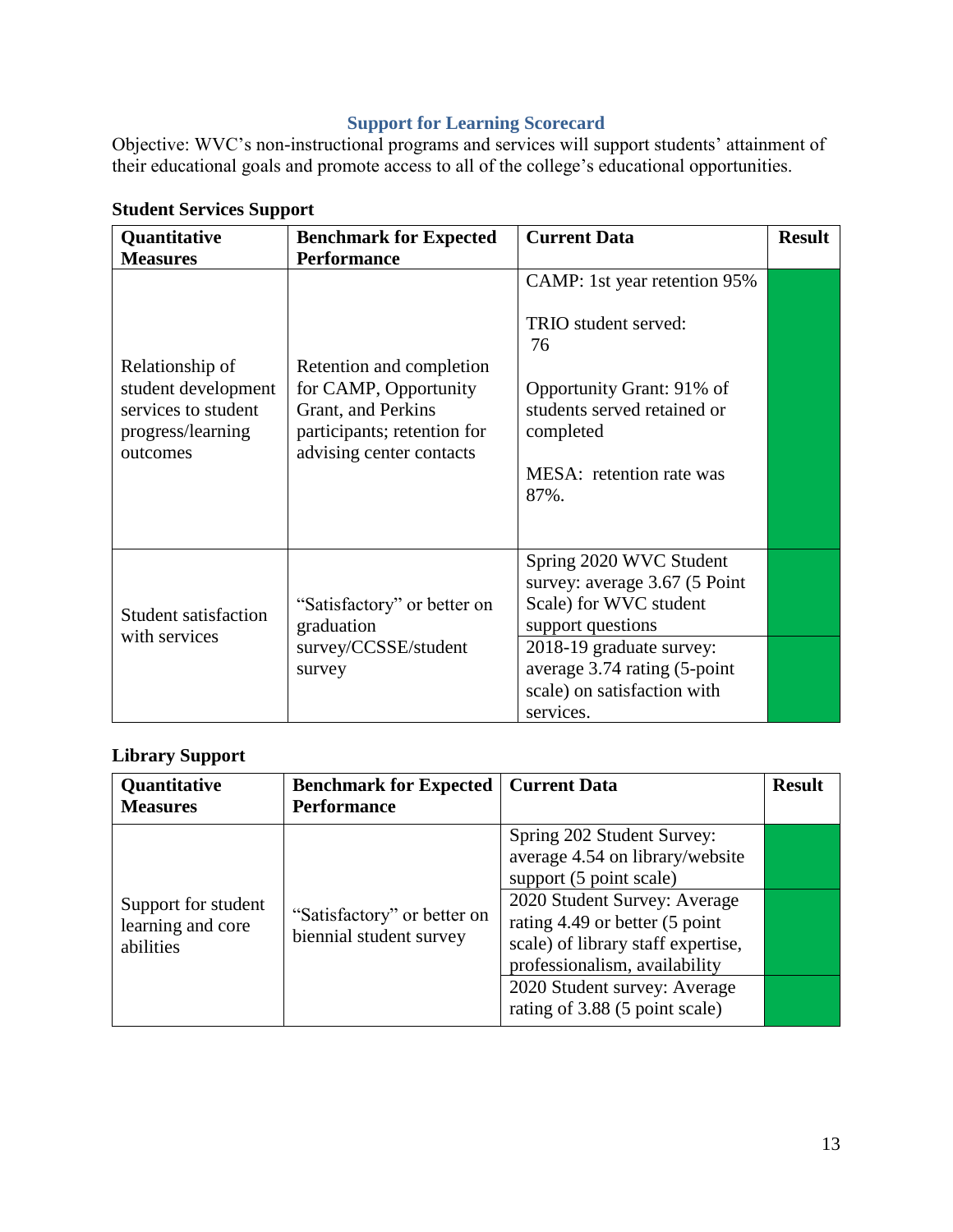## Support for Learning Scorecard

Objective: WVC's non-instructional programs and services will support students' attainment of their educational goals and promote access to all of the college's educational opportunities.

**Student Services Support**

| Quantitative Measures | Benchmark for Expected Performance | Current Data | Result |
|---|---|---|---|
| Relationship of student development services to student progress/learning outcomes | Retention and completion for CAMP, Opportunity Grant, and Perkins participants; retention for advising center contacts | CAMP: 1st year retention 95%<br><br>TRIO student served: 76<br><br>Opportunity Grant: 91% of students served retained or completed<br><br>MESA: retention rate was 87%. | |
| Student satisfaction with services | "Satisfactory" or better on graduation survey/CCSSE/student survey | Spring 2020 WVC Student survey: average 3.67 (5 Point Scale) for WVC student support questions | |
| | | 2018-19 graduate survey: average 3.74 rating (5-point scale) on satisfaction with services. | |

**Library Support**

| Quantitative Measures | Benchmark for Expected Performance | Current Data | Result |
|---|---|---|---|
| Support for student learning and core abilities | "Satisfactory" or better on biennial student survey | Spring 202 Student Survey: average 4.54 on library/website support (5 point scale) | |
| | | 2020 Student Survey: Average rating 4.49 or better (5 point scale) of library staff expertise, professionalism, availability | |
| | | 2020 Student survey: Average rating of 3.88 (5 point scale) | |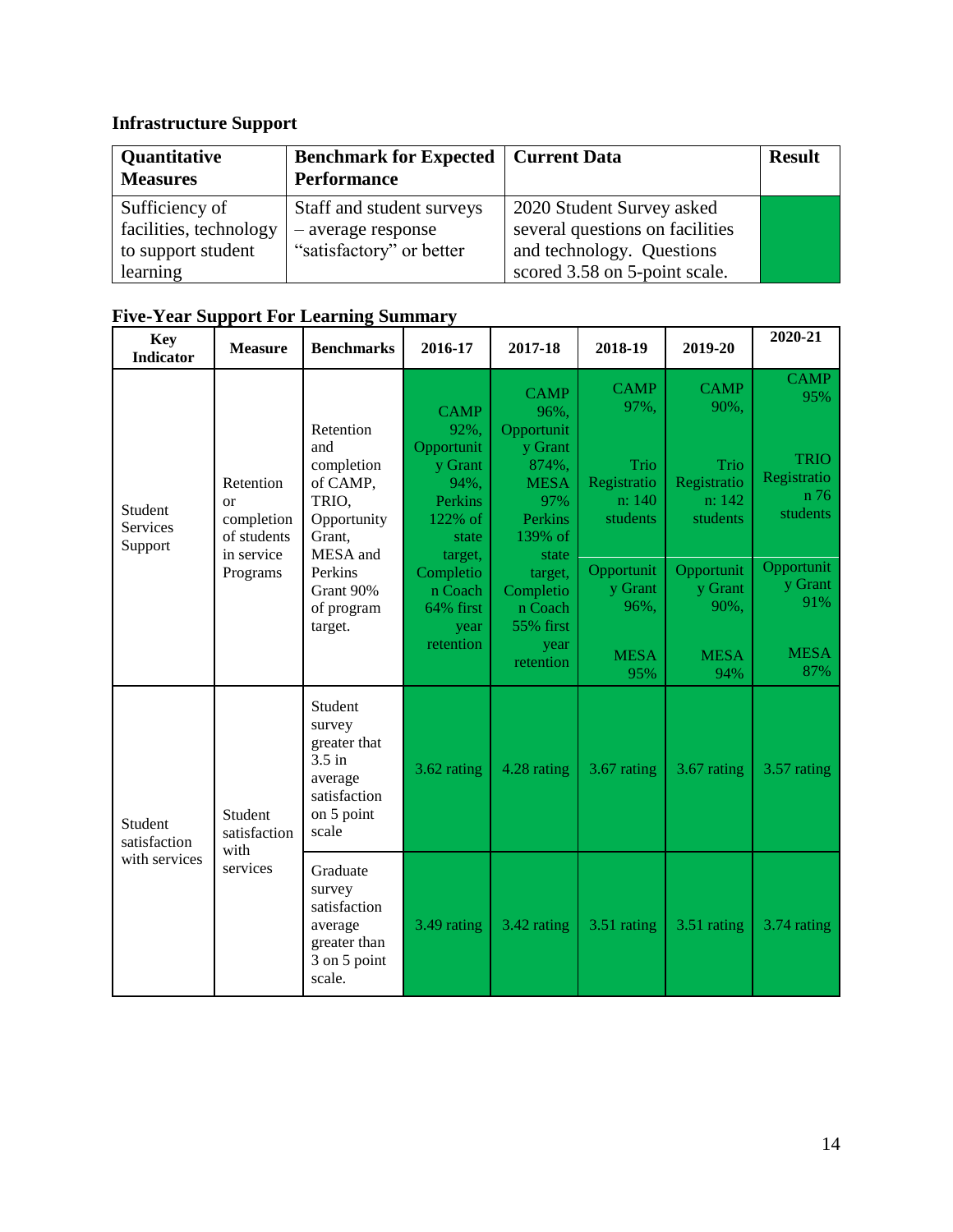**Infrastructure Support**

| Quantitative Measures | Benchmark for Expected Performance | Current Data | Result |
|---|---|---|---|
| Sufficiency of facilities, technology to support student learning | Staff and student surveys – average response "satisfactory" or better | 2020 Student Survey asked several questions on facilities and technology. Questions scored 3.58 on 5-point scale. | |

**Five-Year Support For Learning Summary**

| Key Indicator | Measure | Benchmarks | 2016-17 | 2017-18 | 2018-19 | 2019-20 | 2020-21 |
|---|---|---|---|---|---|---|---|
| Student Services Support | Retention or completion of students in service Programs | Retention and completion of CAMP, TRIO, Opportunity Grant, MESA and Perkins Grant 90% of program target. | CAMP 92%, Opportunity Grant 94%, Perkins 122% of state target, Completion Coach 64% first year retention | CAMP 96%, Opportunity Grant 874%, MESA 97% Perkins 139% of state target, Completion Coach 55% first year retention | CAMP 97%, Trio Registration: 140 students Opportunity Grant 96%, MESA 95% | CAMP 90%, Trio Registration: 142 students Opportunity Grant 90%, MESA 94% | CAMP 95% TRIO Registration 76 students Opportunity Grant 91% MESA 87% |
| Student satisfaction with services | Student satisfaction with services | Student survey greater that 3.5 in average satisfaction on 5 point scale | 3.62 rating | 4.28 rating | 3.67 rating | 3.67 rating | 3.57 rating |
| | | Graduate survey satisfaction average greater than 3 on 5 point scale. | 3.49 rating | 3.42 rating | 3.51 rating | 3.51 rating | 3.74 rating |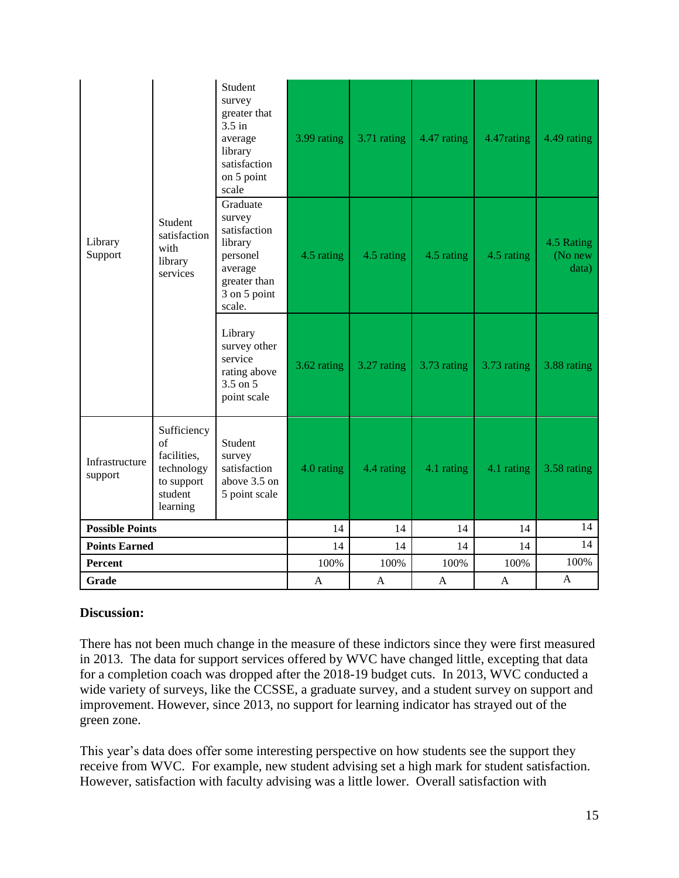| | | | | | | | |
|---|---|---|---|---|---|---|---|
| Library Support | Student satisfaction with library services | Student survey greater that 3.5 in average library satisfaction on 5 point scale | 3.99 rating | 3.71 rating | 4.47 rating | 4.47rating | 4.49 rating |
| | | Graduate survey satisfaction library personel average greater than 3 on 5 point scale. | 4.5 rating | 4.5 rating | 4.5 rating | 4.5 rating | 4.5 Rating (No new data) |
| | | Library survey other service rating above 3.5 on 5 point scale | 3.62 rating | 3.27 rating | 3.73 rating | 3.73 rating | 3.88 rating |
| Infrastructure support | Sufficiency of facilities, technology to support student learning | Student survey satisfaction above 3.5 on 5 point scale | 4.0 rating | 4.4 rating | 4.1 rating | 4.1 rating | 3.58 rating |
| **Possible Points** | | | 14 | 14 | 14 | 14 | 14 |
| **Points Earned** | | | 14 | 14 | 14 | 14 | 14 |
| **Percent** | | | 100% | 100% | 100% | 100% | 100% |
| **Grade** | | | A | A | A | A | A |

**Discussion:**

There has not been much change in the measure of these indictors since they were first measured in 2013. The data for support services offered by WVC have changed little, excepting that data for a completion coach was dropped after the 2018-19 budget cuts. In 2013, WVC conducted a wide variety of surveys, like the CCSSE, a graduate survey, and a student survey on support and improvement. However, since 2013, no support for learning indicator has strayed out of the green zone.

This year's data does offer some interesting perspective on how students see the support they receive from WVC. For example, new student advising set a high mark for student satisfaction. However, satisfaction with faculty advising was a little lower. Overall satisfaction with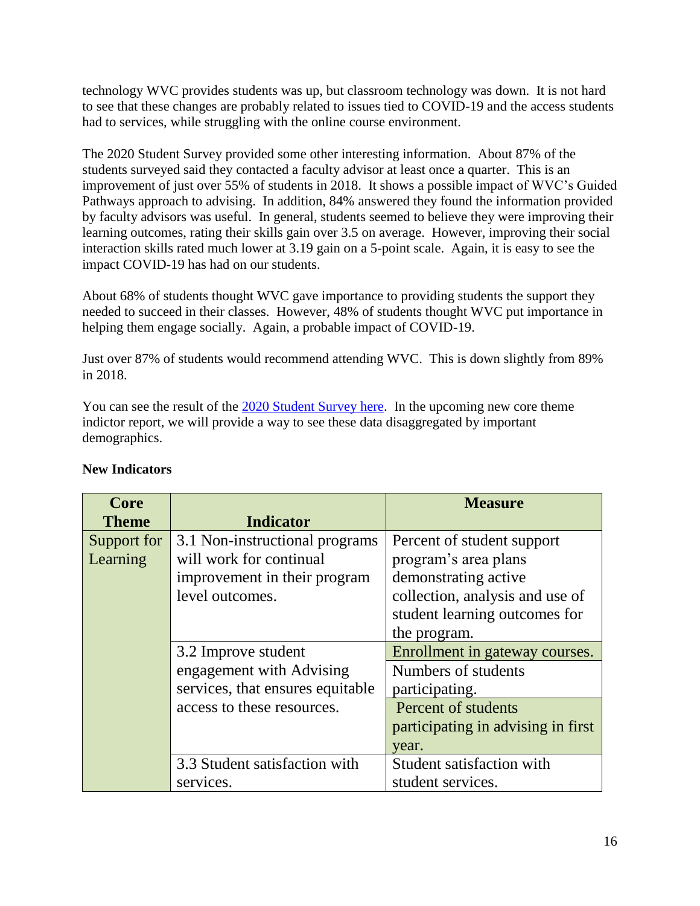technology WVC provides students was up, but classroom technology was down. It is not hard to see that these changes are probably related to issues tied to COVID-19 and the access students had to services, while struggling with the online course environment.

The 2020 Student Survey provided some other interesting information. About 87% of the students surveyed said they contacted a faculty advisor at least once a quarter. This is an improvement of just over 55% of students in 2018. It shows a possible impact of WVC's Guided Pathways approach to advising. In addition, 84% answered they found the information provided by faculty advisors was useful. In general, students seemed to believe they were improving their learning outcomes, rating their skills gain over 3.5 on average. However, improving their social interaction skills rated much lower at 3.19 gain on a 5-point scale. Again, it is easy to see the impact COVID-19 has had on our students.

About 68% of students thought WVC gave importance to providing students the support they needed to succeed in their classes. However, 48% of students thought WVC put importance in helping them engage socially. Again, a probable impact of COVID-19.

Just over 87% of students would recommend attending WVC. This is down slightly from 89% in 2018.

You can see the result of the [2020 Student Survey here](). In the upcoming new core theme indictor report, we will provide a way to see these data disaggregated by important demographics.

**New Indicators**

| Core Theme | Indicator | Measure |
|---|---|---|
| Support for Learning | 3.1 Non-instructional programs will work for continual improvement in their program level outcomes. | Percent of student support program's area plans demonstrating active collection, analysis and use of student learning outcomes for the program. |
| | 3.2 Improve student engagement with Advising services, that ensures equitable access to these resources. | Enrollment in gateway courses. |
| | | Numbers of students participating. |
| | | Percent of students participating in advising in first year. |
| | 3.3 Student satisfaction with services. | Student satisfaction with student services. |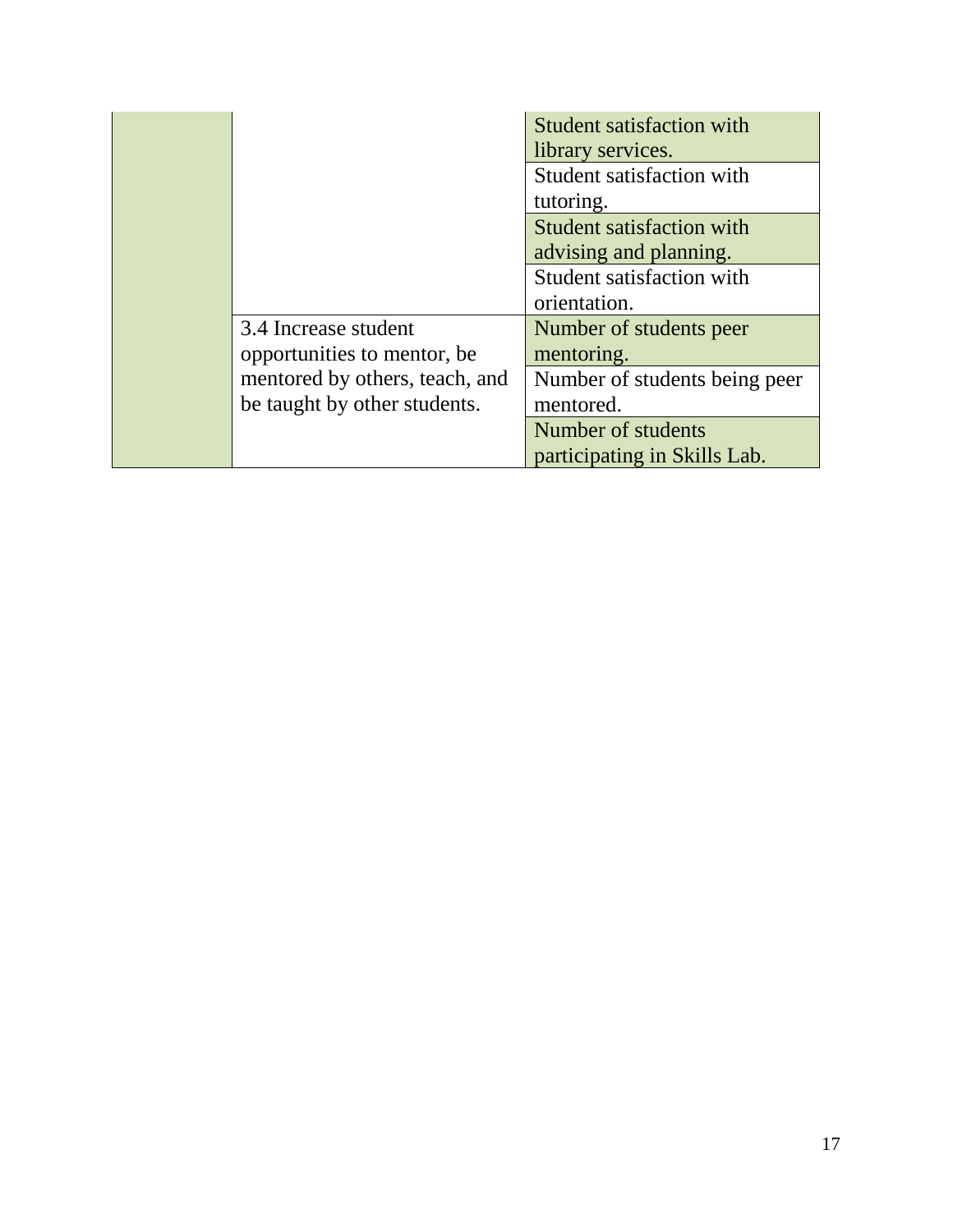| | | |
|---|---|---|
| | | Student satisfaction with library services. |
| | | Student satisfaction with tutoring. |
| | | Student satisfaction with advising and planning. |
| | | Student satisfaction with orientation. |
| | 3.4 Increase student opportunities to mentor, be mentored by others, teach, and be taught by other students. | Number of students peer mentoring. |
| | | Number of students being peer mentored. |
| | | Number of students participating in Skills Lab. |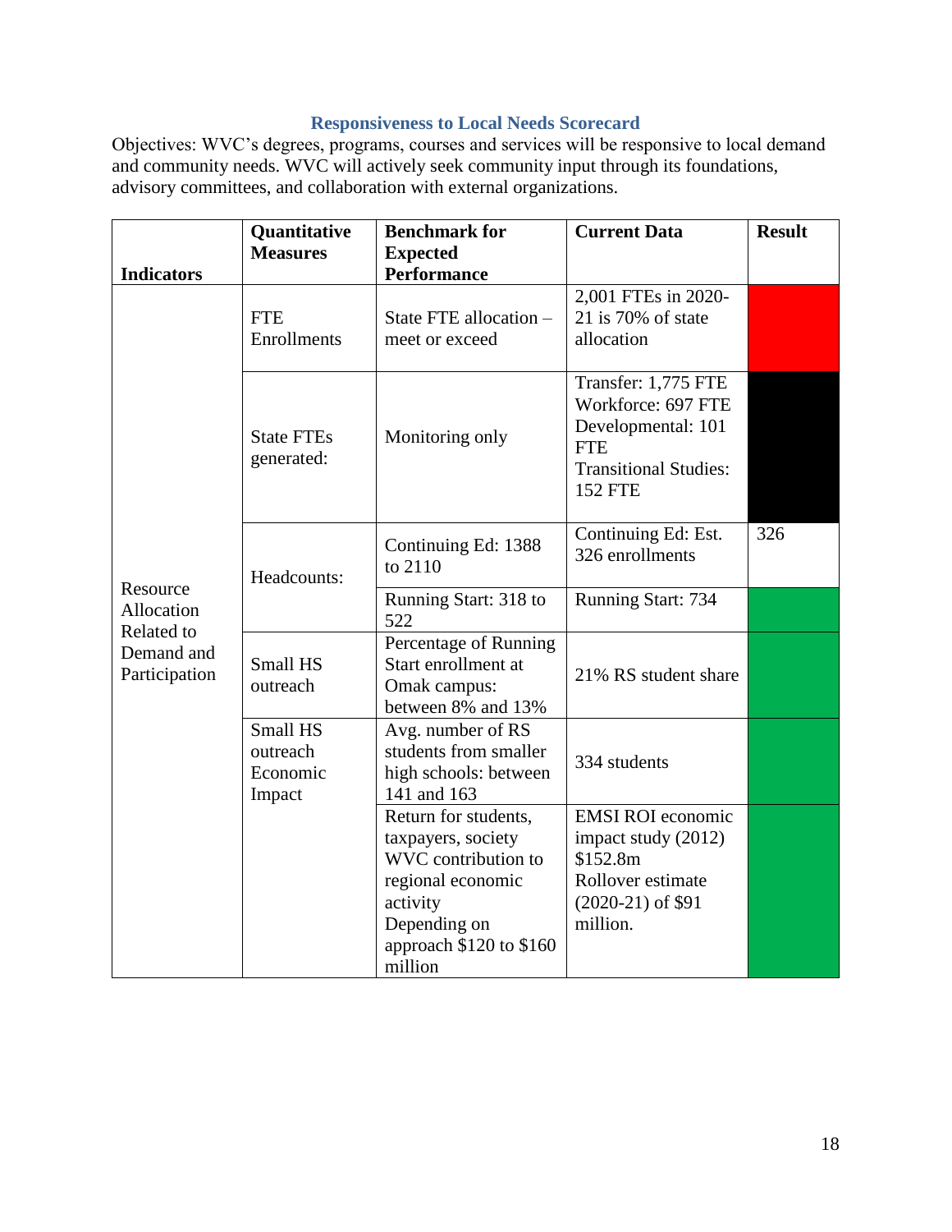## Responsiveness to Local Needs Scorecard

Objectives: WVC's degrees, programs, courses and services will be responsive to local demand and community needs. WVC will actively seek community input through its foundations, advisory committees, and collaboration with external organizations.

| Indicators | Quantitative Measures | Benchmark for Expected Performance | Current Data | Result |
|---|---|---|---|---|
| Resource Allocation Related to Demand and Participation | FTE Enrollments | State FTE allocation – meet or exceed | 2,001 FTEs in 2020-21 is 70% of state allocation | |
| | State FTEs generated: | Monitoring only | Transfer: 1,775 FTE<br>Workforce: 697 FTE<br>Developmental: 101 FTE<br>Transitional Studies: 152 FTE | |
| | Headcounts: | Continuing Ed: 1388 to 2110 | Continuing Ed: Est. 326 enrollments | 326 |
| | | Running Start: 318 to 522 | Running Start: 734 | |
| | Small HS outreach | Percentage of Running Start enrollment at Omak campus: between 8% and 13% | 21% RS student share | |
| | Small HS outreach Economic Impact | Avg. number of RS students from smaller high schools: between 141 and 163 | 334 students | |
| | | Return for students, taxpayers, society WVC contribution to regional economic activity Depending on approach $120 to $160 million | EMSI ROI economic impact study (2012) $152.8m<br>Rollover estimate (2020-21) of $91 million. | |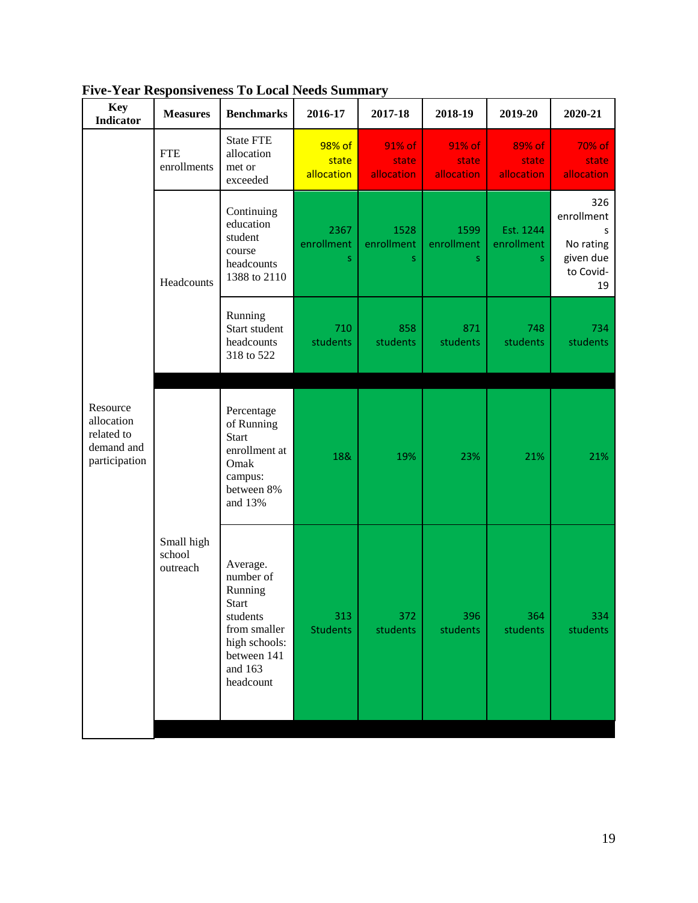**Five-Year Responsiveness To Local Needs Summary**

| Key Indicator | Measures | Benchmarks | 2016-17 | 2017-18 | 2018-19 | 2019-20 | 2020-21 |
|---|---|---|---|---|---|---|---|
| Resource allocation related to demand and participation | FTE enrollments | State FTE allocation met or exceeded | 98% of state allocation | 91% of state allocation | 91% of state allocation | 89% of state allocation | 70% of state allocation |
| | Headcounts | Continuing education student course headcounts 1388 to 2110 | 2367 enrollments | 1528 enrollments | 1599 enrollments | Est. 1244 enrollments | 326 enrollments No rating given due to Covid-19 |
| | | Running Start student headcounts 318 to 522 | 710 students | 858 students | 871 students | 748 students | 734 students |
| | Small high school outreach | Percentage of Running Start enrollment at Omak campus: between 8% and 13% | 18& | 19% | 23% | 21% | 21% |
| | | Average. number of Running Start students from smaller high schools: between 141 and 163 headcount | 313 Students | 372 students | 396 students | 364 students | 334 students |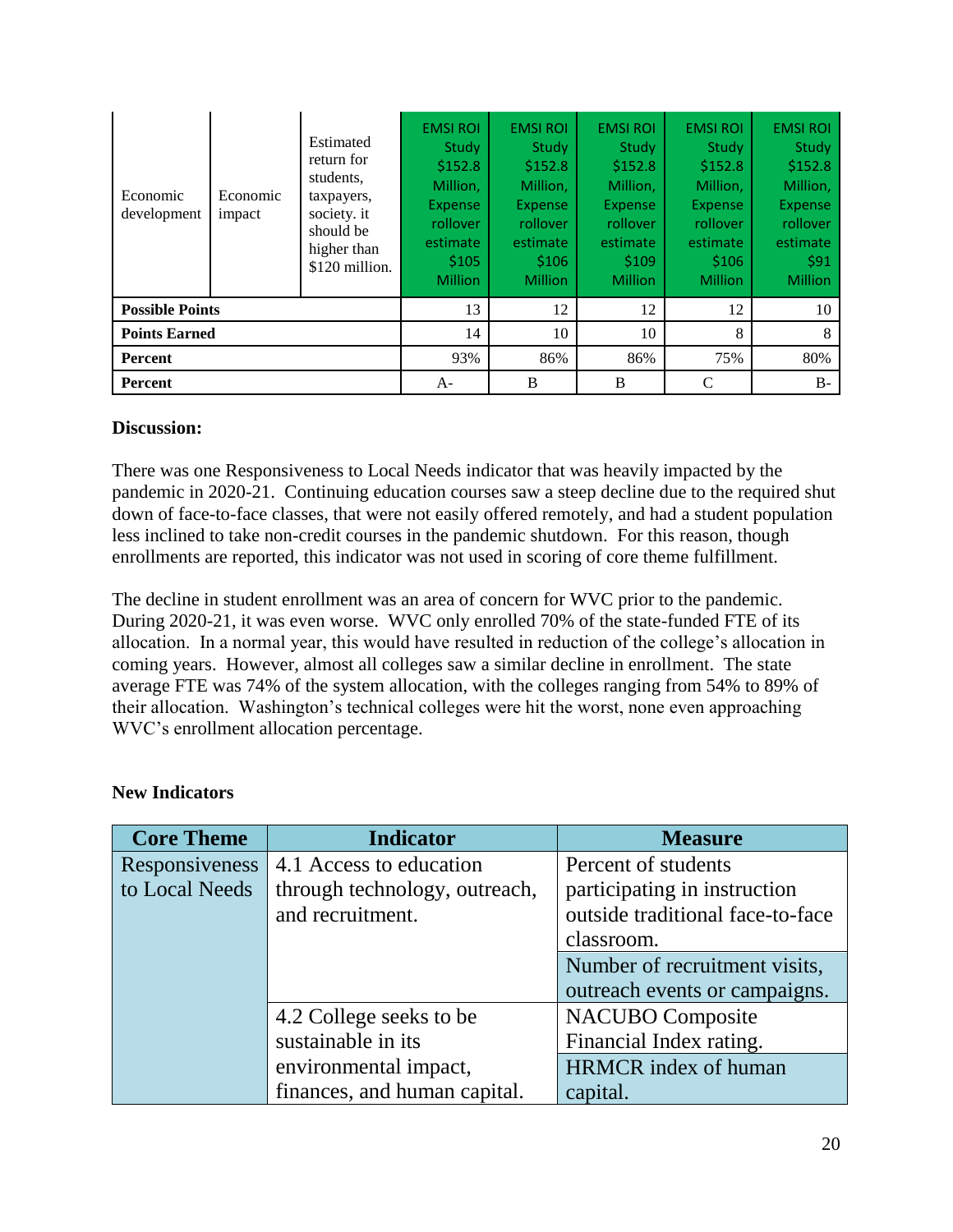| | | | | | | | |
|---|---|---|---|---|---|---|---|
| Economic development | Economic impact | Estimated return for students, taxpayers, society. it should be higher than $120 million. | EMSI ROI Study $152.8 Million, Expense rollover estimate $105 Million | EMSI ROI Study $152.8 Million, Expense rollover estimate $106 Million | EMSI ROI Study $152.8 Million, Expense rollover estimate $109 Million | EMSI ROI Study $152.8 Million, Expense rollover estimate $106 Million | EMSI ROI Study $152.8 Million, Expense rollover estimate $91 Million |
| **Possible Points** | | | 13 | 12 | 12 | 12 | 10 |
| **Points Earned** | | | 14 | 10 | 10 | 8 | 8 |
| **Percent** | | | 93% | 86% | 86% | 75% | 80% |
| **Percent** | | | A- | B | B | C | B- |

**Discussion:**

There was one Responsiveness to Local Needs indicator that was heavily impacted by the pandemic in 2020-21. Continuing education courses saw a steep decline due to the required shut down of face-to-face classes, that were not easily offered remotely, and had a student population less inclined to take non-credit courses in the pandemic shutdown. For this reason, though enrollments are reported, this indicator was not used in scoring of core theme fulfillment.

The decline in student enrollment was an area of concern for WVC prior to the pandemic. During 2020-21, it was even worse. WVC only enrolled 70% of the state-funded FTE of its allocation. In a normal year, this would have resulted in reduction of the college's allocation in coming years. However, almost all colleges saw a similar decline in enrollment. The state average FTE was 74% of the system allocation, with the colleges ranging from 54% to 89% of their allocation. Washington's technical colleges were hit the worst, none even approaching WVC's enrollment allocation percentage.

**New Indicators**

| Core Theme | Indicator | Measure |
|---|---|---|
| Responsiveness to Local Needs | 4.1 Access to education through technology, outreach, and recruitment. | Percent of students participating in instruction outside traditional face-to-face classroom. |
| | | Number of recruitment visits, outreach events or campaigns. |
| | 4.2 College seeks to be sustainable in its environmental impact, finances, and human capital. | NACUBO Composite Financial Index rating. |
| | | HRMCR index of human capital. |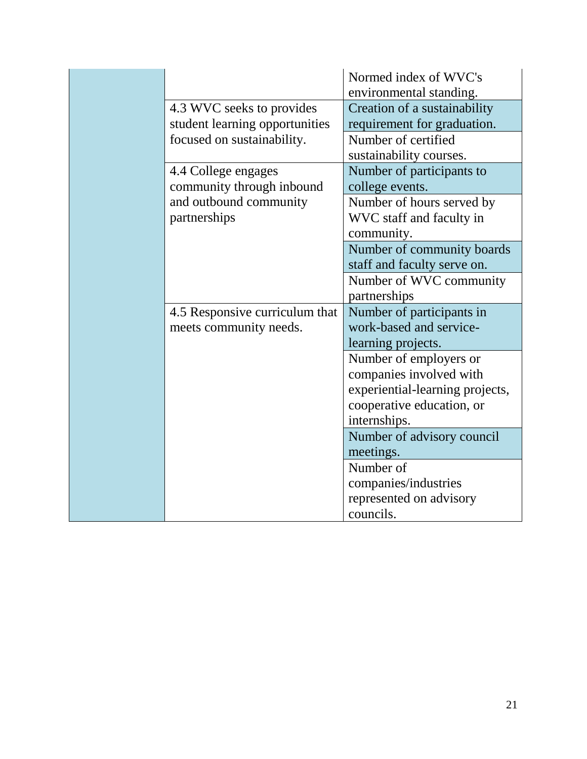| | | |
|---|---|---|
| | | Normed index of WVC's environmental standing. |
| | 4.3 WVC seeks to provides student learning opportunities focused on sustainability. | Creation of a sustainability requirement for graduation. |
| | | Number of certified sustainability courses. |
| | 4.4 College engages community through inbound and outbound community partnerships | Number of participants to college events. |
| | | Number of hours served by WVC staff and faculty in community. |
| | | Number of community boards staff and faculty serve on. |
| | | Number of WVC community partnerships |
| | 4.5 Responsive curriculum that meets community needs. | Number of participants in work-based and service-learning projects. |
| | | Number of employers or companies involved with experiential-learning projects, cooperative education, or internships. |
| | | Number of advisory council meetings. |
| | | Number of companies/industries represented on advisory councils. |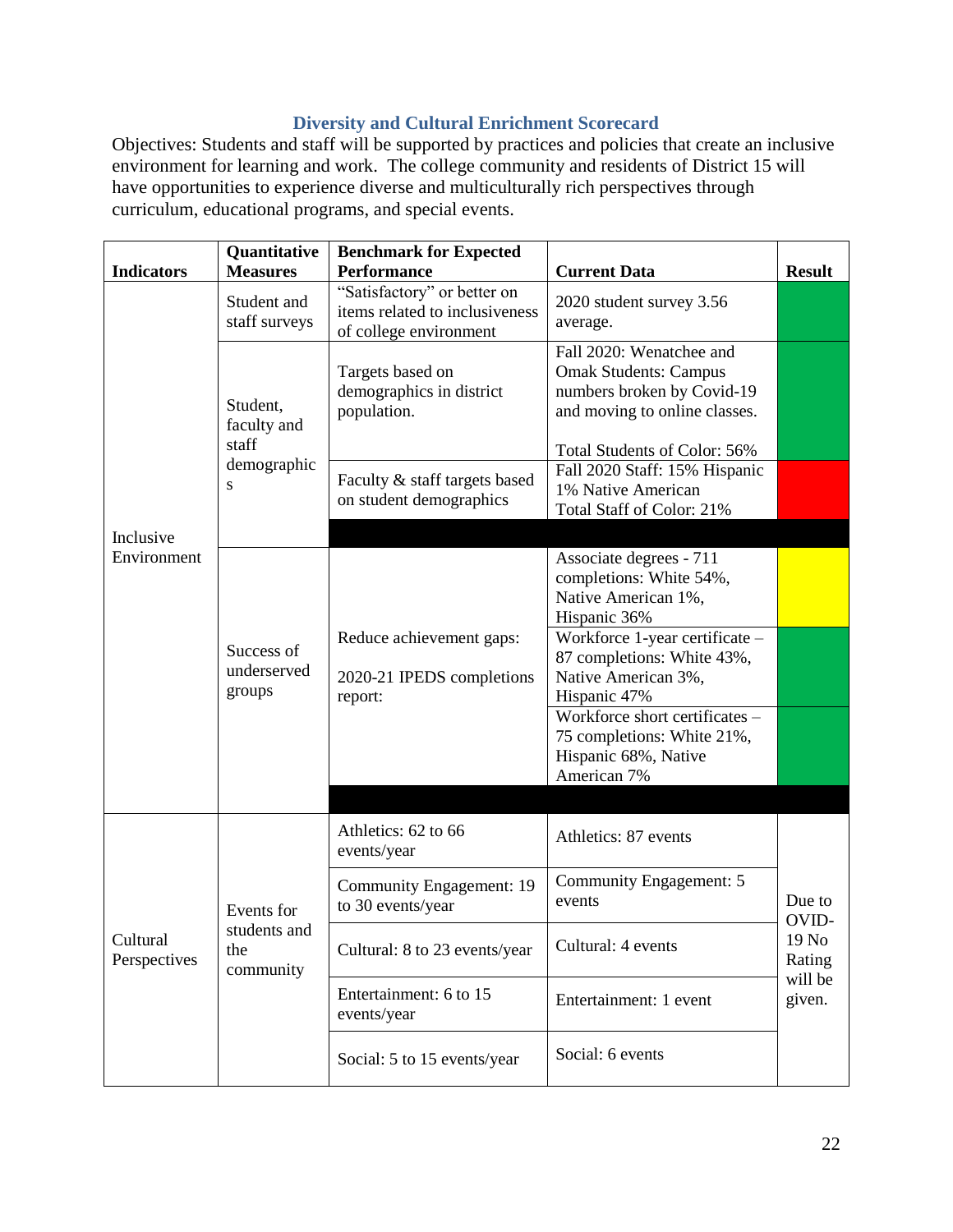### Diversity and Cultural Enrichment Scorecard

Objectives: Students and staff will be supported by practices and policies that create an inclusive environment for learning and work. The college community and residents of District 15 will have opportunities to experience diverse and multiculturally rich perspectives through curriculum, educational programs, and special events.

| Indicators | Quantitative Measures | Benchmark for Expected Performance | Current Data | Result |
|---|---|---|---|---|
| Inclusive Environment | Student and staff surveys | "Satisfactory" or better on items related to inclusiveness of college environment | 2020 student survey 3.56 average. | (Green) |
| | Student, faculty and staff demographics | Targets based on demographics in district population. | Fall 2020: Wenatchee and Omak Students: Campus numbers broken by Covid-19 and moving to online classes.<br><br>Total Students of Color: 56% | (Green) |
| | | Faculty & staff targets based on student demographics | Fall 2020 Staff: 15% Hispanic 1% Native American Total Staff of Color: 21% | (Red) |
| | Success of underserved groups | Reduce achievement gaps:<br><br>2020-21 IPEDS completions report: | Associate degrees - 711 completions: White 54%, Native American 1%, Hispanic 36% | (Yellow) |
| | | | Workforce 1-year certificate – 87 completions: White 43%, Native American 3%, Hispanic 47% | (Green) |
| | | | Workforce short certificates – 75 completions: White 21%, Hispanic 68%, Native American 7% | (Green) |
| Cultural Perspectives | Events for students and the community | Athletics: 62 to 66 events/year | Athletics: 87 events | Due to OVID-19 No Rating will be given. |
| | | Community Engagement: 19 to 30 events/year | Community Engagement: 5 events | |
| | | Cultural: 8 to 23 events/year | Cultural: 4 events | |
| | | Entertainment: 6 to 15 events/year | Entertainment: 1 event | |
| | | Social: 5 to 15 events/year | Social: 6 events | |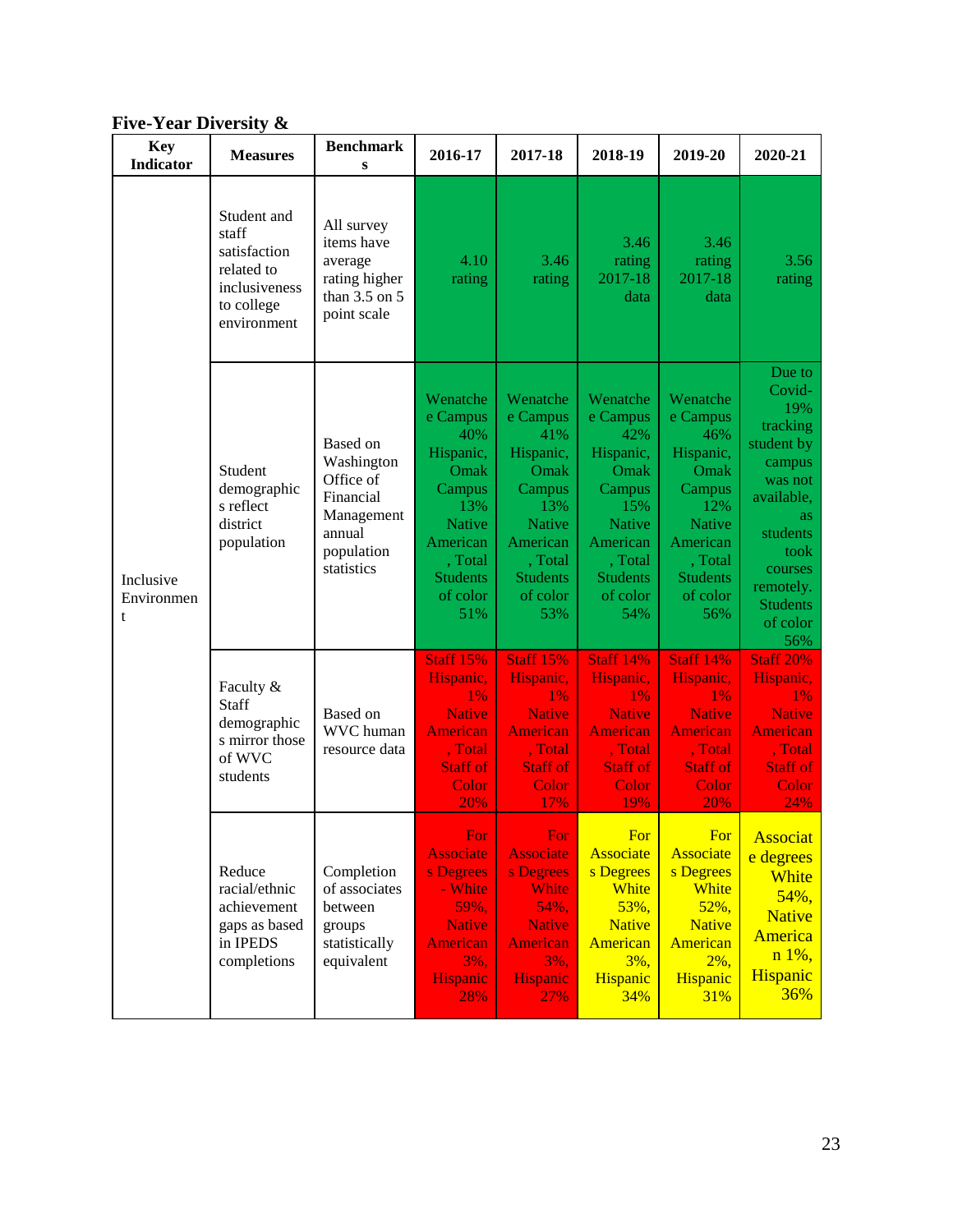**Five-Year Diversity &**

| Key Indicator | Measures | Benchmarks | 2016-17 | 2017-18 | 2018-19 | 2019-20 | 2020-21 |
|---|---|---|---|---|---|---|---|
| Inclusive Environment | Student and staff satisfaction related to inclusiveness to college environment | All survey items have average rating higher than 3.5 on 5 point scale | 4.10 rating | 3.46 rating | 3.46 rating 2017-18 data | 3.46 rating 2017-18 data | 3.56 rating |
| | Student demographics reflect district population | Based on Washington Office of Financial Management annual population statistics | Wenatchee Campus 40% Hispanic, Omak Campus 13% Native American, Total Students of color 51% | Wenatchee Campus 41% Hispanic, Omak Campus 13% Native American, Total Students of color 53% | Wenatchee Campus 42% Hispanic, Omak Campus 15% Native American, Total Students of color 54% | Wenatchee Campus 46% Hispanic, Omak Campus 12% Native American, Total Students of color 56% | Due to Covid-19% tracking student by campus was not available, as students took courses remotely. Students of color 56% |
| | Faculty & Staff demographics mirror those of WVC students | Based on WVC human resource data | Staff 15% Hispanic, 1% Native American, Total Staff of Color 20% | Staff 15% Hispanic, 1% Native American, Total Staff of Color 17% | Staff 14% Hispanic, 1% Native American, Total Staff of Color 19% | Staff 14% Hispanic, 1% Native American, Total Staff of Color 20% | Staff 20% Hispanic, 1% Native American, Total Staff of Color 24% |
| | Reduce racial/ethnic achievement gaps as based in IPEDS completions | Completion of associates between groups statistically equivalent | For Associates Degrees - White 59%, Native American 3%, Hispanic 28% | For Associates Degrees White 54%, Native American 3%, Hispanic 27% | For Associates Degrees White 53%, Native American 3%, Hispanic 34% | For Associates Degrees White 52%, Native American 2%, Hispanic 31% | Associate degrees White 54%, Native American 1%, Hispanic 36% |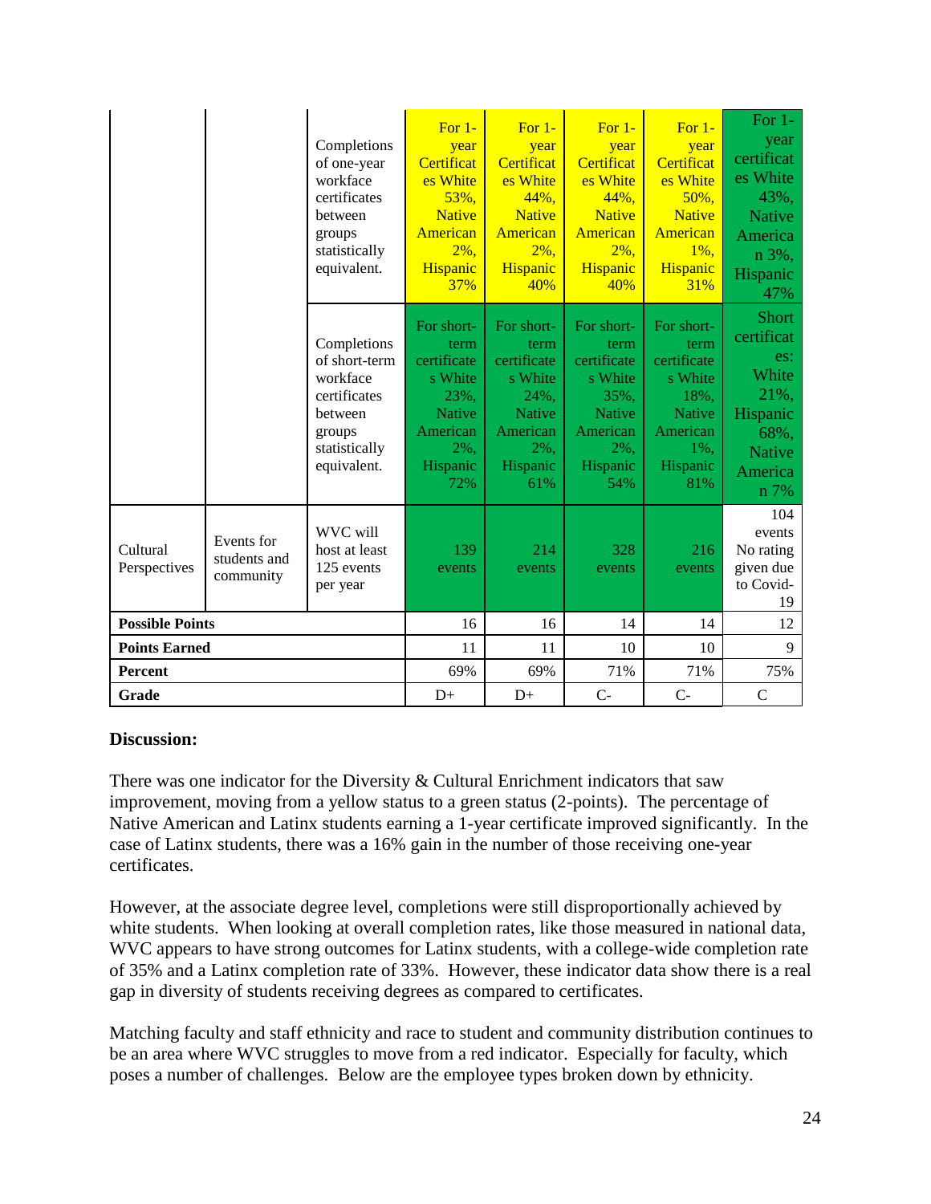| | | | | | | | |
|---|---|---|---|---|---|---|---|
| | | Completions of one-year workface certificates between groups statistically equivalent. | For 1-year Certificates White 53%, Native American 2%, Hispanic 37% | For 1-year Certificates White 44%, Native American 2%, Hispanic 40% | For 1-year Certificates White 44%, Native American 2%, Hispanic 40% | For 1-year Certificates White 50%, Native American 1%, Hispanic 31% | For 1-year certificates White 43%, Native American 3%, Hispanic 47% |
| | | Completions of short-term workface certificates between groups statistically equivalent. | For short-term certificates White 23%, Native American 2%, Hispanic 72% | For short-term certificates White 24%, Native American 2%, Hispanic 61% | For short-term certificates White 35%, Native American 2%, Hispanic 54% | For short-term certificates White 18%, Native American 1%, Hispanic 81% | Short certificates: White 21%, Hispanic 68%, Native American 7% |
| Cultural Perspectives | Events for students and community | WVC will host at least 125 events per year | 139 events | 214 events | 328 events | 216 events | 104 events No rating given due to Covid-19 |
| **Possible Points** | | | 16 | 16 | 14 | 14 | 12 |
| **Points Earned** | | | 11 | 11 | 10 | 10 | 9 |
| **Percent** | | | 69% | 69% | 71% | 71% | 75% |
| **Grade** | | | D+ | D+ | C- | C- | C |

**Discussion:**

There was one indicator for the Diversity & Cultural Enrichment indicators that saw improvement, moving from a yellow status to a green status (2-points). The percentage of Native American and Latinx students earning a 1-year certificate improved significantly. In the case of Latinx students, there was a 16% gain in the number of those receiving one-year certificates.

However, at the associate degree level, completions were still disproportionally achieved by white students. When looking at overall completion rates, like those measured in national data, WVC appears to have strong outcomes for Latinx students, with a college-wide completion rate of 35% and a Latinx completion rate of 33%. However, these indicator data show there is a real gap in diversity of students receiving degrees as compared to certificates.

Matching faculty and staff ethnicity and race to student and community distribution continues to be an area where WVC struggles to move from a red indicator. Especially for faculty, which poses a number of challenges. Below are the employee types broken down by ethnicity.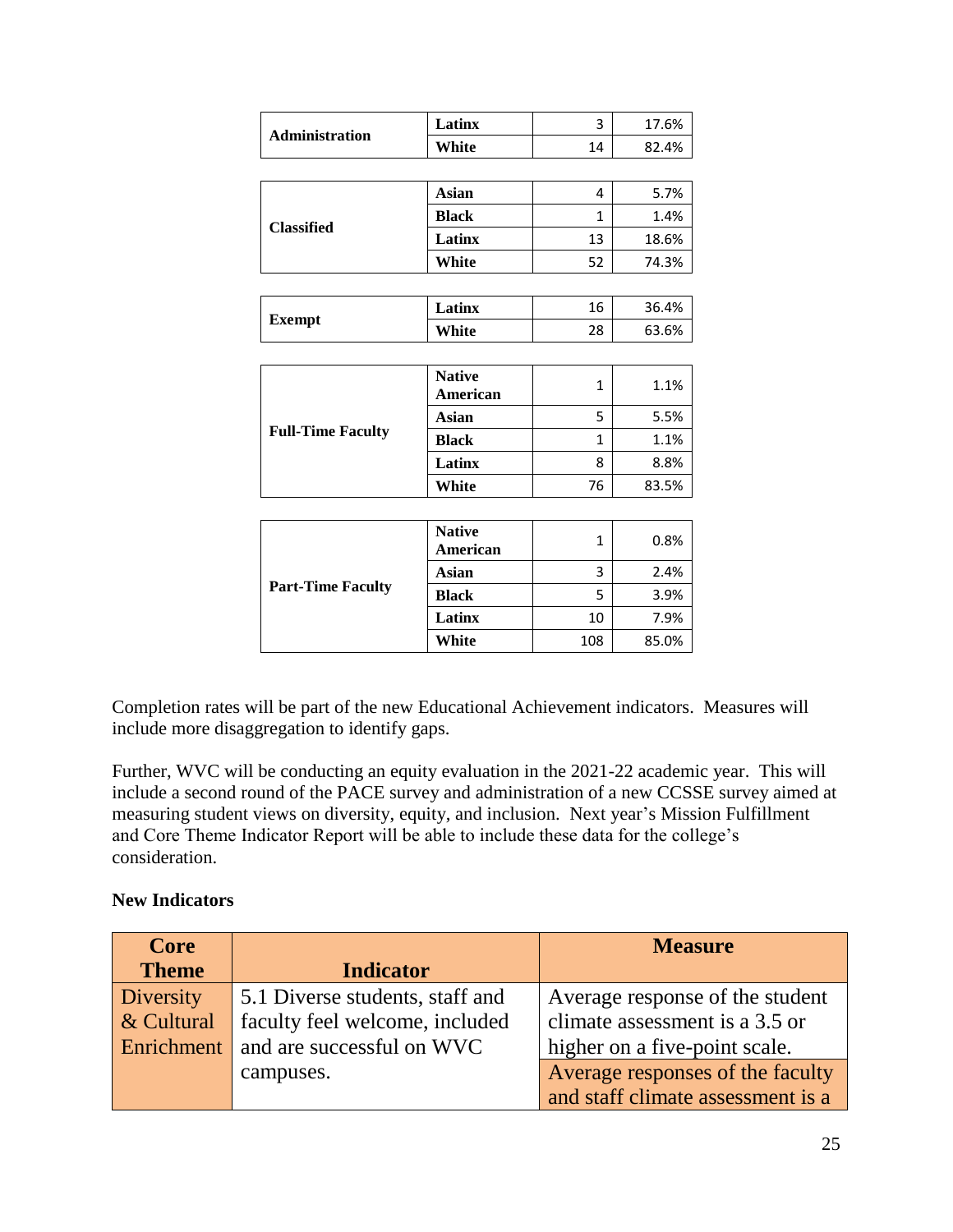| | | | |
|---|---|---|---|
| **Administration** | **Latinx** | 3 | 17.6% |
| | **White** | 14 | 82.4% |

| | | | |
|---|---|---|---|
| **Classified** | **Asian** | 4 | 5.7% |
| | **Black** | 1 | 1.4% |
| | **Latinx** | 13 | 18.6% |
| | **White** | 52 | 74.3% |

| | | | |
|---|---|---|---|
| **Exempt** | **Latinx** | 16 | 36.4% |
| | **White** | 28 | 63.6% |

| | | | |
|---|---|---|---|
| **Full-Time Faculty** | **Native American** | 1 | 1.1% |
| | **Asian** | 5 | 5.5% |
| | **Black** | 1 | 1.1% |
| | **Latinx** | 8 | 8.8% |
| | **White** | 76 | 83.5% |

| | | | |
|---|---|---|---|
| **Part-Time Faculty** | **Native American** | 1 | 0.8% |
| | **Asian** | 3 | 2.4% |
| | **Black** | 5 | 3.9% |
| | **Latinx** | 10 | 7.9% |
| | **White** | 108 | 85.0% |

Completion rates will be part of the new Educational Achievement indicators. Measures will include more disaggregation to identify gaps.

Further, WVC will be conducting an equity evaluation in the 2021-22 academic year. This will include a second round of the PACE survey and administration of a new CCSSE survey aimed at measuring student views on diversity, equity, and inclusion. Next year's Mission Fulfillment and Core Theme Indicator Report will be able to include these data for the college's consideration.

**New Indicators**

| Core Theme | Indicator | Measure |
|---|---|---|
| Diversity & Cultural Enrichment | 5.1 Diverse students, staff and faculty feel welcome, included and are successful on WVC campuses. | Average response of the student climate assessment is a 3.5 or higher on a five-point scale. |
| | | Average responses of the faculty and staff climate assessment is a |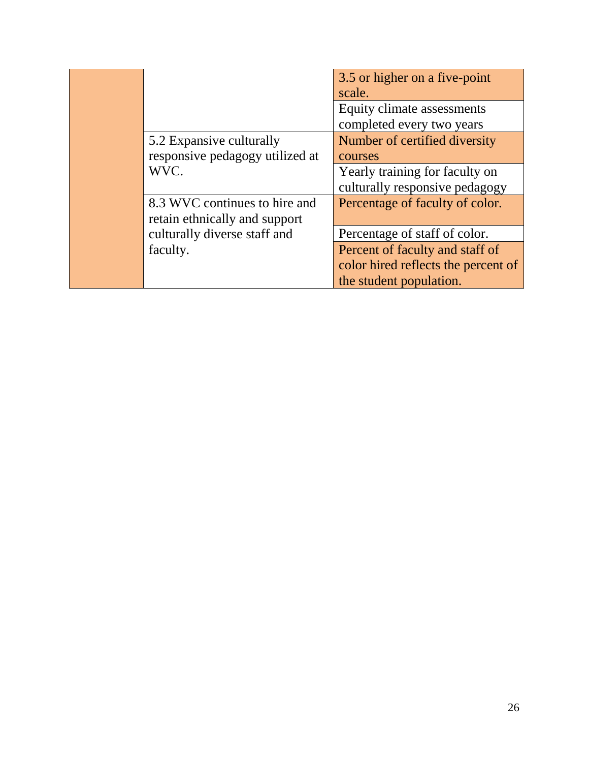| | | |
|---|---|---|
| | | 3.5 or higher on a five-point scale. |
| | | Equity climate assessments completed every two years |
| | 5.2 Expansive culturally responsive pedagogy utilized at WVC. | Number of certified diversity courses |
| | | Yearly training for faculty on culturally responsive pedagogy |
| | 8.3 WVC continues to hire and retain ethnically and support culturally diverse staff and faculty. | Percentage of faculty of color. |
| | | Percentage of staff of color. |
| | | Percent of faculty and staff of color hired reflects the percent of the student population. |